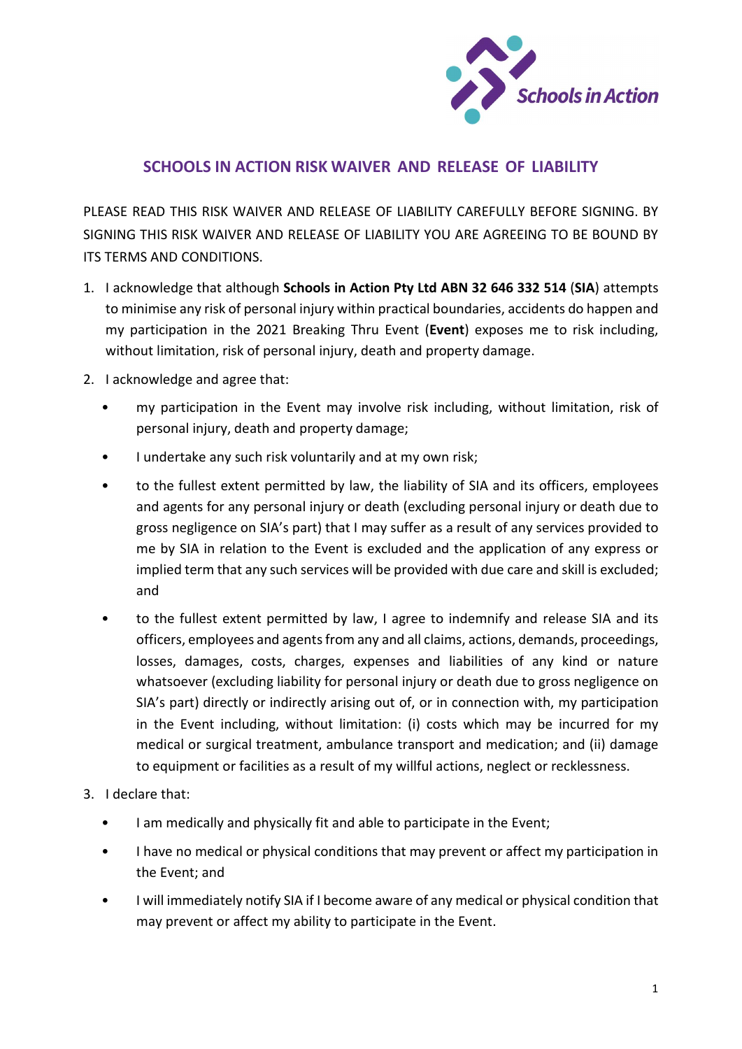# SCHOOLS IN ACTION RISK WAIVER AND RELEASE OF LIABILITY

PLEASE READ THIS RISK WAIVER AND RELEASE OF LIABILITY CAREFULLY BEFORE SIGNING. BY SIGNING THIS RISK WAIVER AND RELEASE OF LIABILITY YOU ARE AGREEING TO BE BOUND BY ITS TERMS AND CONDITIONS.

1. I acknowledge that although **Schools in Action Pty Ltd ABN 32 646 332 514** (**SIA**) attempts to minimise any risk of personal injury within practical boundaries, accidents do happen and my participation in the 2021 Breaking Thru Event (**Event**) exposes me to risk including, without limitation, risk of personal injury, death and property damage.
2. I acknowledge and agree that:
   - my participation in the Event may involve risk including, without limitation, risk of personal injury, death and property damage;
   - I undertake any such risk voluntarily and at my own risk;
   - to the fullest extent permitted by law, the liability of SIA and its officers, employees and agents for any personal injury or death (excluding personal injury or death due to gross negligence on SIA's part) that I may suffer as a result of any services provided to me by SIA in relation to the Event is excluded and the application of any express or implied term that any such services will be provided with due care and skill is excluded; and
   - to the fullest extent permitted by law, I agree to indemnify and release SIA and its officers, employees and agents from any and all claims, actions, demands, proceedings, losses, damages, costs, charges, expenses and liabilities of any kind or nature whatsoever (excluding liability for personal injury or death due to gross negligence on SIA's part) directly or indirectly arising out of, or in connection with, my participation in the Event including, without limitation: (i) costs which may be incurred for my medical or surgical treatment, ambulance transport and medication; and (ii) damage to equipment or facilities as a result of my willful actions, neglect or recklessness.
3. I declare that:
   - I am medically and physically fit and able to participate in the Event;
   - I have no medical or physical conditions that may prevent or affect my participation in the Event; and
   - I will immediately notify SIA if I become aware of any medical or physical condition that may prevent or affect my ability to participate in the Event.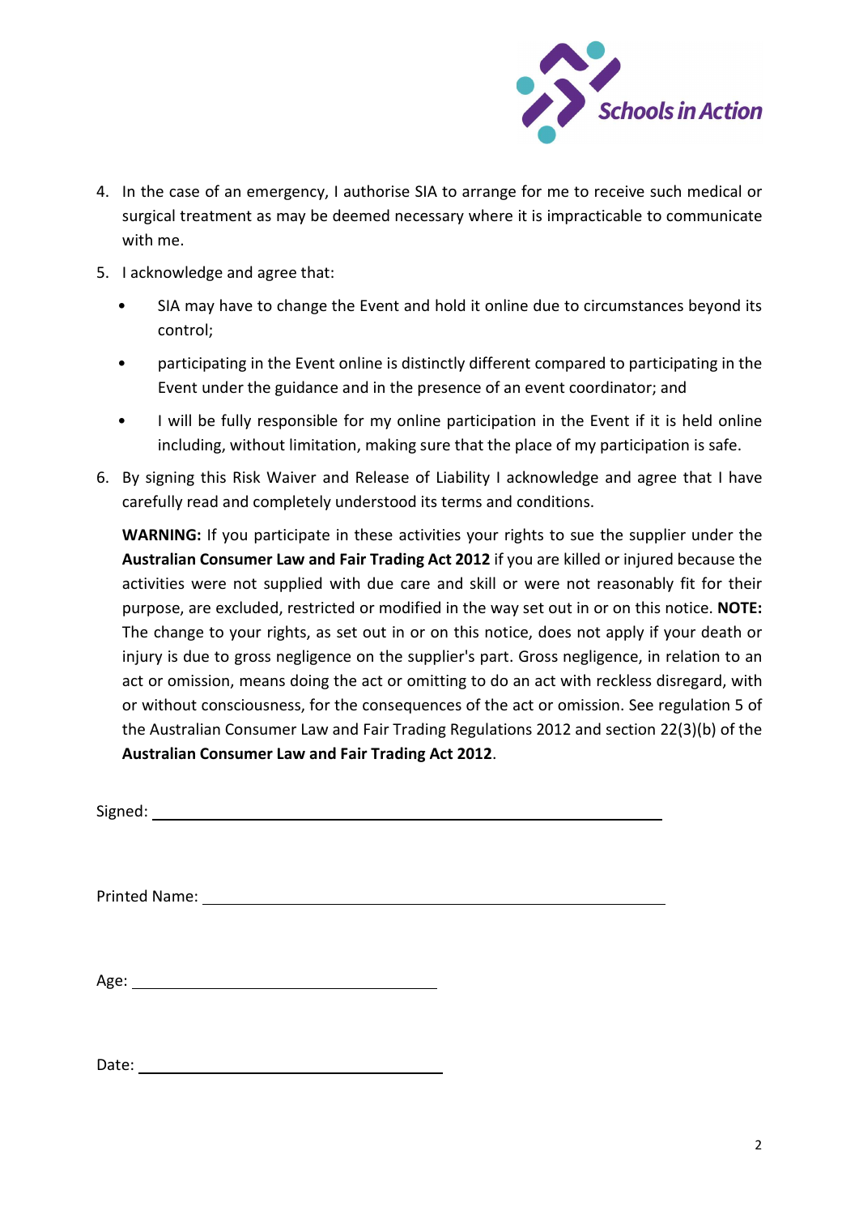4. In the case of an emergency, I authorise SIA to arrange for me to receive such medical or surgical treatment as may be deemed necessary where it is impracticable to communicate with me.
5. I acknowledge and agree that:
   - SIA may have to change the Event and hold it online due to circumstances beyond its control;
   - participating in the Event online is distinctly different compared to participating in the Event under the guidance and in the presence of an event coordinator; and
   - I will be fully responsible for my online participation in the Event if it is held online including, without limitation, making sure that the place of my participation is safe.
6. By signing this Risk Waiver and Release of Liability I acknowledge and agree that I have carefully read and completely understood its terms and conditions.

   **WARNING:** If you participate in these activities your rights to sue the supplier under the **Australian Consumer Law and Fair Trading Act 2012** if you are killed or injured because the activities were not supplied with due care and skill or were not reasonably fit for their purpose, are excluded, restricted or modified in the way set out in or on this notice. **NOTE:** The change to your rights, as set out in or on this notice, does not apply if your death or injury is due to gross negligence on the supplier's part. Gross negligence, in relation to an act or omission, means doing the act or omitting to do an act with reckless disregard, with or without consciousness, for the consequences of the act or omission. See regulation 5 of the Australian Consumer Law and Fair Trading Regulations 2012 and section 22(3)(b) of the **Australian Consumer Law and Fair Trading Act 2012**.

Signed: ____________________________________________

Printed Name: ______________________________________

Age: ___________________________

Date: __________________________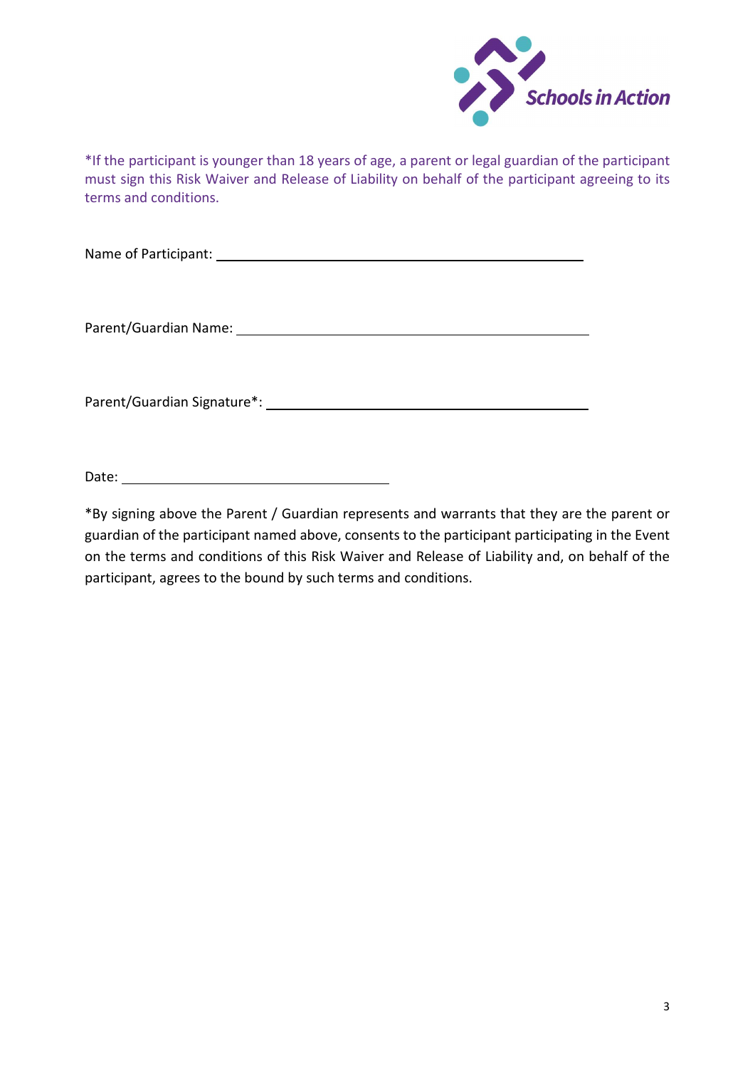Schools in Action

*If the participant is younger than 18 years of age, a parent or legal guardian of the participant must sign this Risk Waiver and Release of Liability on behalf of the participant agreeing to its terms and conditions.

Name of Participant: ______________________________________________

Parent/Guardian Name: ______________________________________________

Parent/Guardian Signature*: ______________________________________________

Date: ________________________________

*By signing above the Parent / Guardian represents and warrants that they are the parent or guardian of the participant named above, consents to the participant participating in the Event on the terms and conditions of this Risk Waiver and Release of Liability and, on behalf of the participant, agrees to the bound by such terms and conditions.